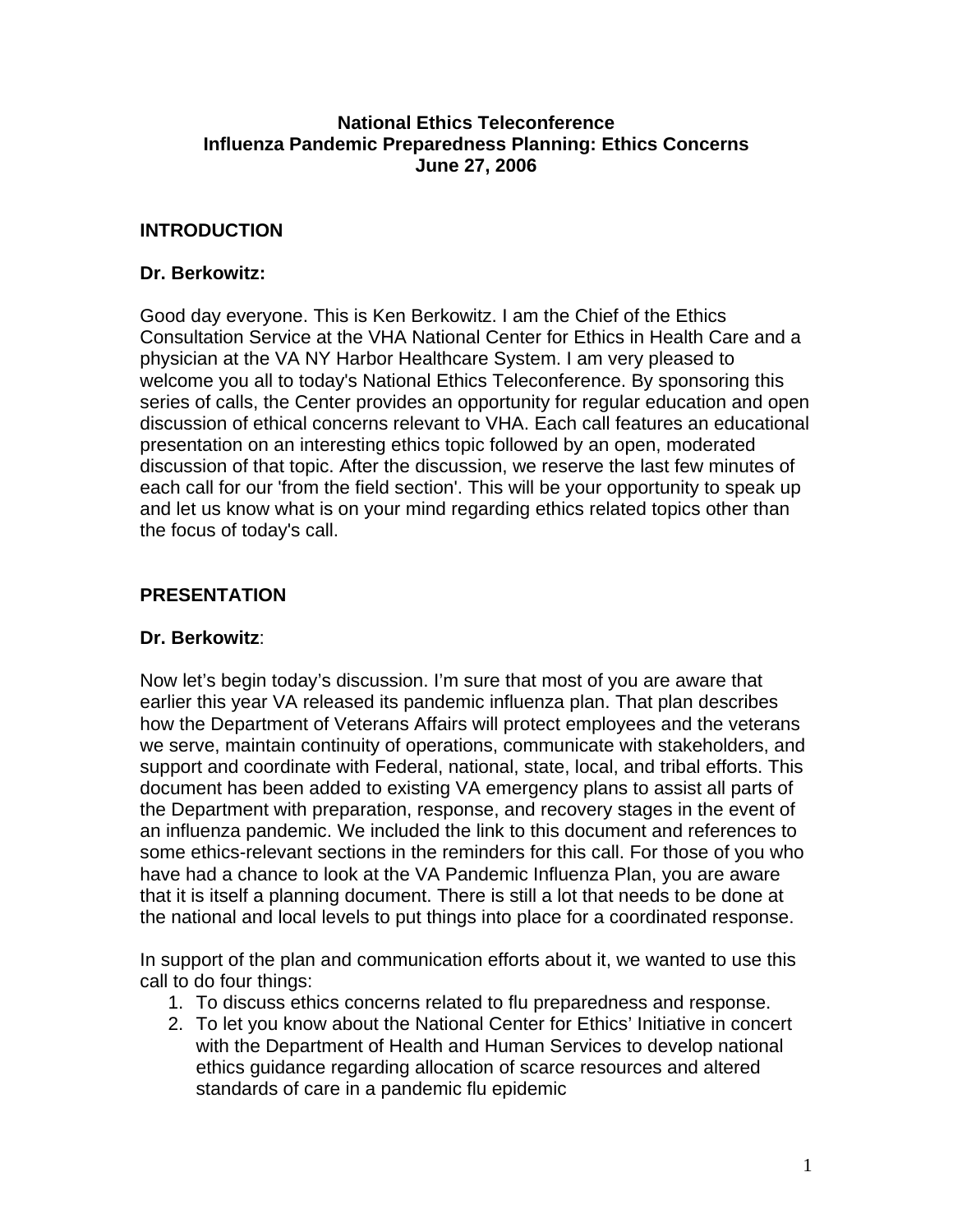**National Ethics Teleconference**
**Influenza Pandemic Preparedness Planning: Ethics Concerns**
**June 27, 2006**

## INTRODUCTION

**Dr. Berkowitz:**

Good day everyone. This is Ken Berkowitz. I am the Chief of the Ethics Consultation Service at the VHA National Center for Ethics in Health Care and a physician at the VA NY Harbor Healthcare System. I am very pleased to welcome you all to today's National Ethics Teleconference. By sponsoring this series of calls, the Center provides an opportunity for regular education and open discussion of ethical concerns relevant to VHA. Each call features an educational presentation on an interesting ethics topic followed by an open, moderated discussion of that topic. After the discussion, we reserve the last few minutes of each call for our 'from the field section'. This will be your opportunity to speak up and let us know what is on your mind regarding ethics related topics other than the focus of today's call.

## PRESENTATION

**Dr. Berkowitz**:

Now let's begin today's discussion. I'm sure that most of you are aware that earlier this year VA released its pandemic influenza plan. That plan describes how the Department of Veterans Affairs will protect employees and the veterans we serve, maintain continuity of operations, communicate with stakeholders, and support and coordinate with Federal, national, state, local, and tribal efforts. This document has been added to existing VA emergency plans to assist all parts of the Department with preparation, response, and recovery stages in the event of an influenza pandemic. We included the link to this document and references to some ethics-relevant sections in the reminders for this call. For those of you who have had a chance to look at the VA Pandemic Influenza Plan, you are aware that it is itself a planning document. There is still a lot that needs to be done at the national and local levels to put things into place for a coordinated response.

In support of the plan and communication efforts about it, we wanted to use this call to do four things:

1. To discuss ethics concerns related to flu preparedness and response.
2. To let you know about the National Center for Ethics' Initiative in concert with the Department of Health and Human Services to develop national ethics guidance regarding allocation of scarce resources and altered standards of care in a pandemic flu epidemic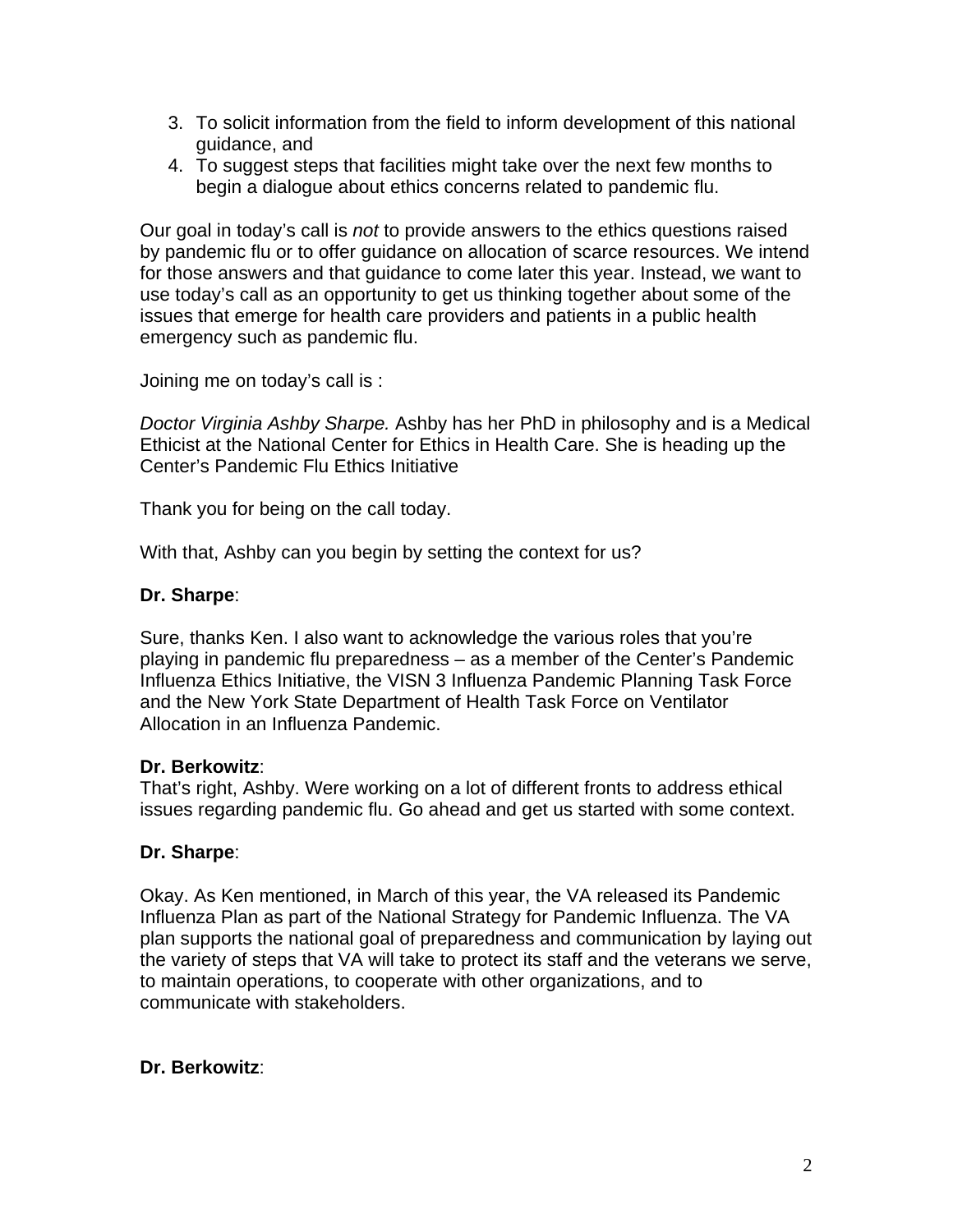3. To solicit information from the field to inform development of this national guidance, and
4. To suggest steps that facilities might take over the next few months to begin a dialogue about ethics concerns related to pandemic flu.

Our goal in today's call is *not* to provide answers to the ethics questions raised by pandemic flu or to offer guidance on allocation of scarce resources. We intend for those answers and that guidance to come later this year. Instead, we want to use today's call as an opportunity to get us thinking together about some of the issues that emerge for health care providers and patients in a public health emergency such as pandemic flu.

Joining me on today's call is :

*Doctor Virginia Ashby Sharpe.* Ashby has her PhD in philosophy and is a Medical Ethicist at the National Center for Ethics in Health Care. She is heading up the Center's Pandemic Flu Ethics Initiative

Thank you for being on the call today.

With that, Ashby can you begin by setting the context for us?

**Dr. Sharpe**:

Sure, thanks Ken. I also want to acknowledge the various roles that you're playing in pandemic flu preparedness – as a member of the Center's Pandemic Influenza Ethics Initiative, the VISN 3 Influenza Pandemic Planning Task Force and the New York State Department of Health Task Force on Ventilator Allocation in an Influenza Pandemic.

**Dr. Berkowitz**:
That's right, Ashby. Were working on a lot of different fronts to address ethical issues regarding pandemic flu. Go ahead and get us started with some context.

**Dr. Sharpe**:

Okay. As Ken mentioned, in March of this year, the VA released its Pandemic Influenza Plan as part of the National Strategy for Pandemic Influenza. The VA plan supports the national goal of preparedness and communication by laying out the variety of steps that VA will take to protect its staff and the veterans we serve, to maintain operations, to cooperate with other organizations, and to communicate with stakeholders.

**Dr. Berkowitz**: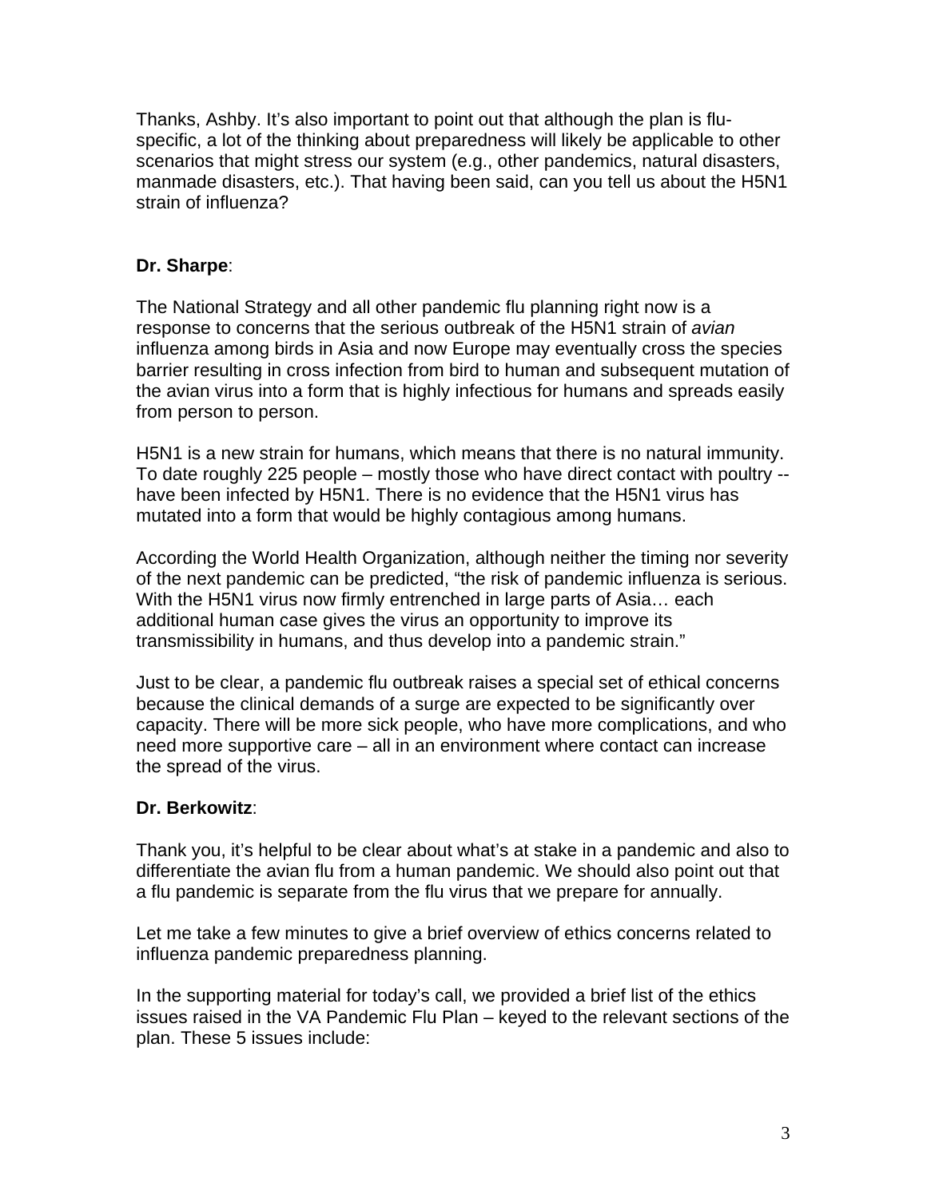Thanks, Ashby. It's also important to point out that although the plan is flu-specific, a lot of the thinking about preparedness will likely be applicable to other scenarios that might stress our system (e.g., other pandemics, natural disasters, manmade disasters, etc.). That having been said, can you tell us about the H5N1 strain of influenza?

**Dr. Sharpe**:

The National Strategy and all other pandemic flu planning right now is a response to concerns that the serious outbreak of the H5N1 strain of *avian* influenza among birds in Asia and now Europe may eventually cross the species barrier resulting in cross infection from bird to human and subsequent mutation of the avian virus into a form that is highly infectious for humans and spreads easily from person to person.

H5N1 is a new strain for humans, which means that there is no natural immunity. To date roughly 225 people – mostly those who have direct contact with poultry -- have been infected by H5N1. There is no evidence that the H5N1 virus has mutated into a form that would be highly contagious among humans.

According the World Health Organization, although neither the timing nor severity of the next pandemic can be predicted, "the risk of pandemic influenza is serious. With the H5N1 virus now firmly entrenched in large parts of Asia… each additional human case gives the virus an opportunity to improve its transmissibility in humans, and thus develop into a pandemic strain."

Just to be clear, a pandemic flu outbreak raises a special set of ethical concerns because the clinical demands of a surge are expected to be significantly over capacity. There will be more sick people, who have more complications, and who need more supportive care – all in an environment where contact can increase the spread of the virus.

**Dr. Berkowitz**:

Thank you, it's helpful to be clear about what's at stake in a pandemic and also to differentiate the avian flu from a human pandemic. We should also point out that a flu pandemic is separate from the flu virus that we prepare for annually.

Let me take a few minutes to give a brief overview of ethics concerns related to influenza pandemic preparedness planning.

In the supporting material for today's call, we provided a brief list of the ethics issues raised in the VA Pandemic Flu Plan – keyed to the relevant sections of the plan. These 5 issues include: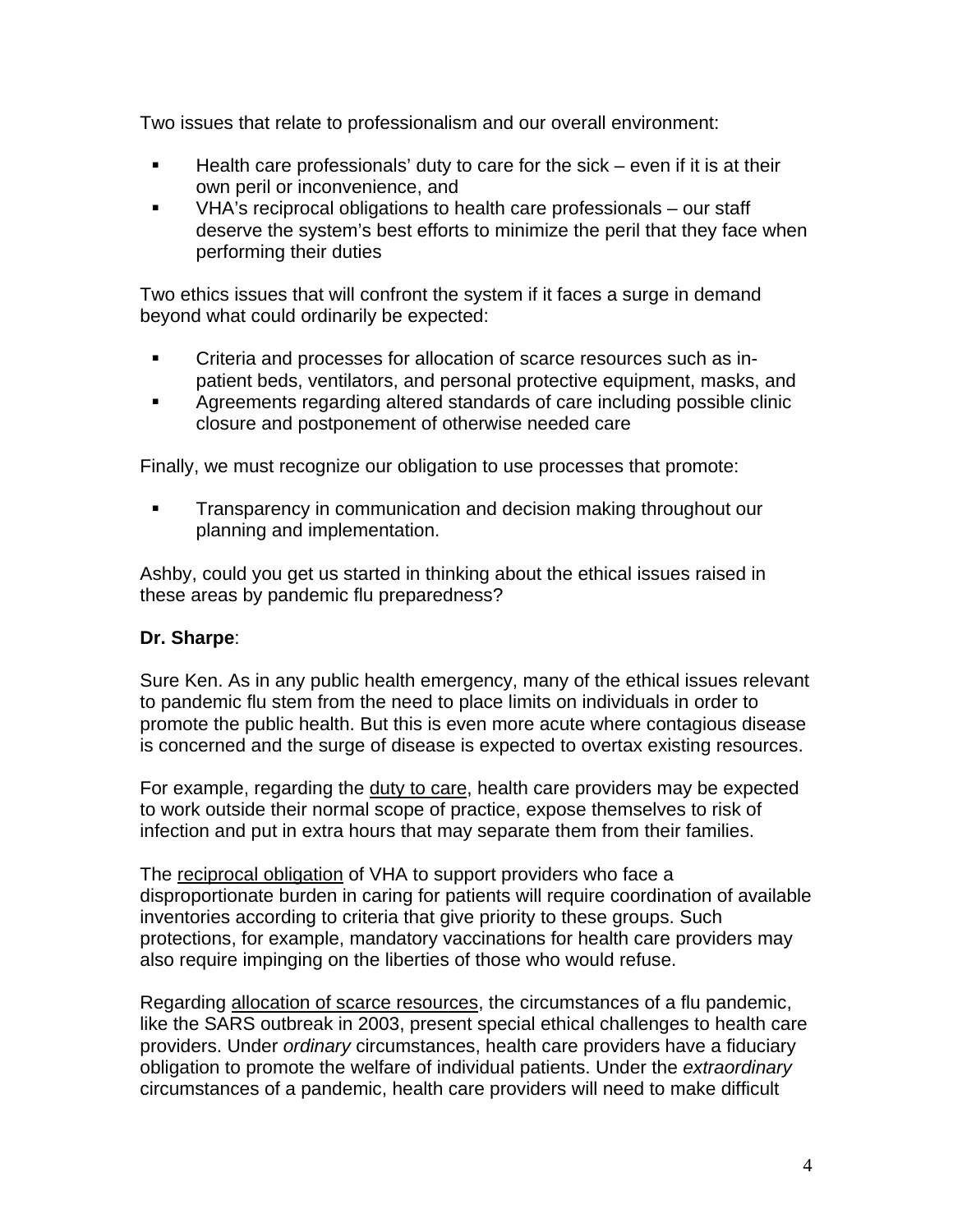Two issues that relate to professionalism and our overall environment:

- Health care professionals' duty to care for the sick – even if it is at their own peril or inconvenience, and
- VHA's reciprocal obligations to health care professionals – our staff deserve the system's best efforts to minimize the peril that they face when performing their duties

Two ethics issues that will confront the system if it faces a surge in demand beyond what could ordinarily be expected:

- Criteria and processes for allocation of scarce resources such as in-patient beds, ventilators, and personal protective equipment, masks, and
- Agreements regarding altered standards of care including possible clinic closure and postponement of otherwise needed care

Finally, we must recognize our obligation to use processes that promote:

- Transparency in communication and decision making throughout our planning and implementation.

Ashby, could you get us started in thinking about the ethical issues raised in these areas by pandemic flu preparedness?

**Dr. Sharpe**:

Sure Ken. As in any public health emergency, many of the ethical issues relevant to pandemic flu stem from the need to place limits on individuals in order to promote the public health. But this is even more acute where contagious disease is concerned and the surge of disease is expected to overtax existing resources.

For example, regarding the <u>duty to care</u>, health care providers may be expected to work outside their normal scope of practice, expose themselves to risk of infection and put in extra hours that may separate them from their families.

The <u>reciprocal obligation</u> of VHA to support providers who face a disproportionate burden in caring for patients will require coordination of available inventories according to criteria that give priority to these groups. Such protections, for example, mandatory vaccinations for health care providers may also require impinging on the liberties of those who would refuse.

Regarding <u>allocation of scarce resources</u>, the circumstances of a flu pandemic, like the SARS outbreak in 2003, present special ethical challenges to health care providers. Under *ordinary* circumstances, health care providers have a fiduciary obligation to promote the welfare of individual patients. Under the *extraordinary* circumstances of a pandemic, health care providers will need to make difficult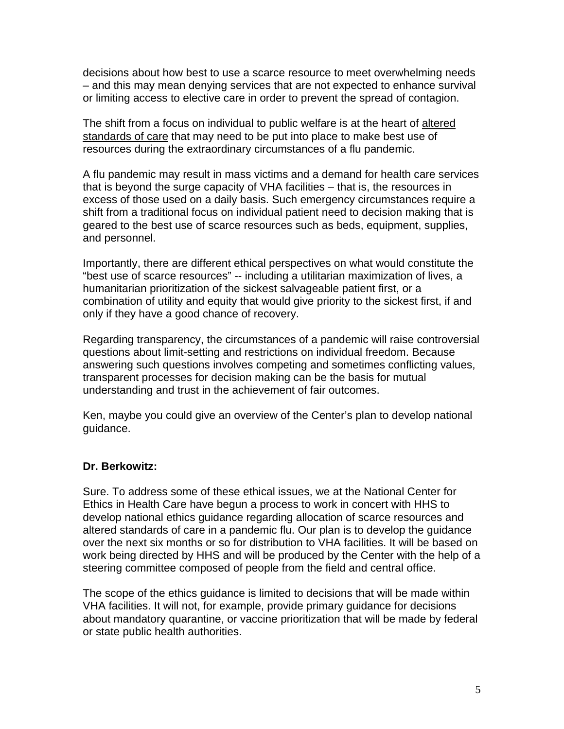decisions about how best to use a scarce resource to meet overwhelming needs – and this may mean denying services that are not expected to enhance survival or limiting access to elective care in order to prevent the spread of contagion.

The shift from a focus on individual to public welfare is at the heart of altered standards of care that may need to be put into place to make best use of resources during the extraordinary circumstances of a flu pandemic.

A flu pandemic may result in mass victims and a demand for health care services that is beyond the surge capacity of VHA facilities – that is, the resources in excess of those used on a daily basis. Such emergency circumstances require a shift from a traditional focus on individual patient need to decision making that is geared to the best use of scarce resources such as beds, equipment, supplies, and personnel.

Importantly, there are different ethical perspectives on what would constitute the "best use of scarce resources" -- including a utilitarian maximization of lives, a humanitarian prioritization of the sickest salvageable patient first, or a combination of utility and equity that would give priority to the sickest first, if and only if they have a good chance of recovery.

Regarding transparency, the circumstances of a pandemic will raise controversial questions about limit-setting and restrictions on individual freedom. Because answering such questions involves competing and sometimes conflicting values, transparent processes for decision making can be the basis for mutual understanding and trust in the achievement of fair outcomes.

Ken, maybe you could give an overview of the Center's plan to develop national guidance.

**Dr. Berkowitz:**

Sure. To address some of these ethical issues, we at the National Center for Ethics in Health Care have begun a process to work in concert with HHS to develop national ethics guidance regarding allocation of scarce resources and altered standards of care in a pandemic flu. Our plan is to develop the guidance over the next six months or so for distribution to VHA facilities. It will be based on work being directed by HHS and will be produced by the Center with the help of a steering committee composed of people from the field and central office.

The scope of the ethics guidance is limited to decisions that will be made within VHA facilities. It will not, for example, provide primary guidance for decisions about mandatory quarantine, or vaccine prioritization that will be made by federal or state public health authorities.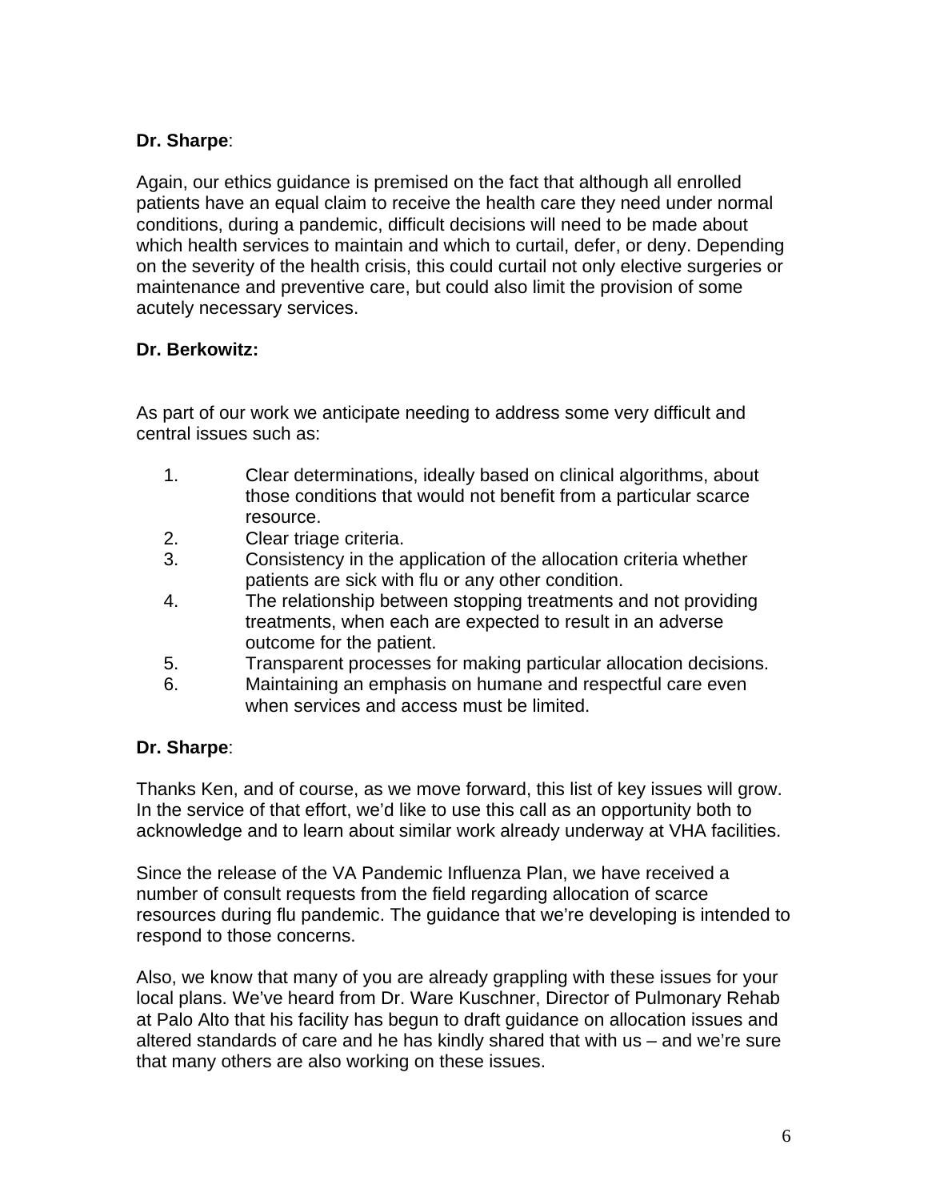**Dr. Sharpe**:

Again, our ethics guidance is premised on the fact that although all enrolled patients have an equal claim to receive the health care they need under normal conditions, during a pandemic, difficult decisions will need to be made about which health services to maintain and which to curtail, defer, or deny. Depending on the severity of the health crisis, this could curtail not only elective surgeries or maintenance and preventive care, but could also limit the provision of some acutely necessary services.

**Dr. Berkowitz:**

As part of our work we anticipate needing to address some very difficult and central issues such as:

1. Clear determinations, ideally based on clinical algorithms, about those conditions that would not benefit from a particular scarce resource.
2. Clear triage criteria.
3. Consistency in the application of the allocation criteria whether patients are sick with flu or any other condition.
4. The relationship between stopping treatments and not providing treatments, when each are expected to result in an adverse outcome for the patient.
5. Transparent processes for making particular allocation decisions.
6. Maintaining an emphasis on humane and respectful care even when services and access must be limited.

**Dr. Sharpe**:

Thanks Ken, and of course, as we move forward, this list of key issues will grow. In the service of that effort, we'd like to use this call as an opportunity both to acknowledge and to learn about similar work already underway at VHA facilities.

Since the release of the VA Pandemic Influenza Plan, we have received a number of consult requests from the field regarding allocation of scarce resources during flu pandemic. The guidance that we're developing is intended to respond to those concerns.

Also, we know that many of you are already grappling with these issues for your local plans. We've heard from Dr. Ware Kuschner, Director of Pulmonary Rehab at Palo Alto that his facility has begun to draft guidance on allocation issues and altered standards of care and he has kindly shared that with us – and we're sure that many others are also working on these issues.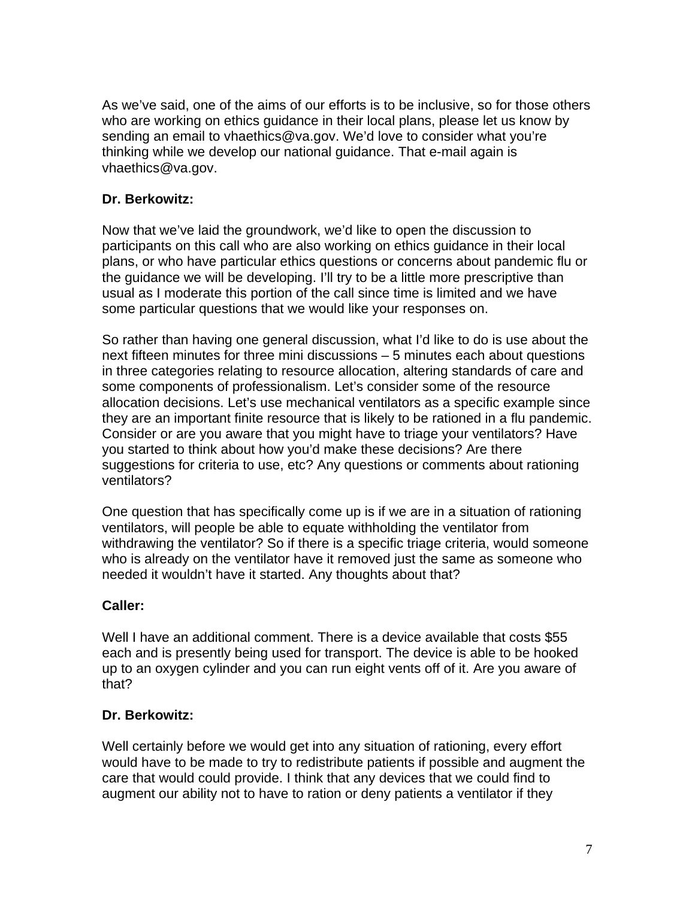As we've said, one of the aims of our efforts is to be inclusive, so for those others who are working on ethics guidance in their local plans, please let us know by sending an email to vhaethics@va.gov. We'd love to consider what you're thinking while we develop our national guidance. That e-mail again is vhaethics@va.gov.

**Dr. Berkowitz:**

Now that we've laid the groundwork, we'd like to open the discussion to participants on this call who are also working on ethics guidance in their local plans, or who have particular ethics questions or concerns about pandemic flu or the guidance we will be developing. I'll try to be a little more prescriptive than usual as I moderate this portion of the call since time is limited and we have some particular questions that we would like your responses on.

So rather than having one general discussion, what I'd like to do is use about the next fifteen minutes for three mini discussions – 5 minutes each about questions in three categories relating to resource allocation, altering standards of care and some components of professionalism. Let's consider some of the resource allocation decisions. Let's use mechanical ventilators as a specific example since they are an important finite resource that is likely to be rationed in a flu pandemic. Consider or are you aware that you might have to triage your ventilators? Have you started to think about how you'd make these decisions? Are there suggestions for criteria to use, etc? Any questions or comments about rationing ventilators?

One question that has specifically come up is if we are in a situation of rationing ventilators, will people be able to equate withholding the ventilator from withdrawing the ventilator? So if there is a specific triage criteria, would someone who is already on the ventilator have it removed just the same as someone who needed it wouldn't have it started. Any thoughts about that?

**Caller:**

Well I have an additional comment. There is a device available that costs $55 each and is presently being used for transport. The device is able to be hooked up to an oxygen cylinder and you can run eight vents off of it. Are you aware of that?

**Dr. Berkowitz:**

Well certainly before we would get into any situation of rationing, every effort would have to be made to try to redistribute patients if possible and augment the care that would could provide. I think that any devices that we could find to augment our ability not to have to ration or deny patients a ventilator if they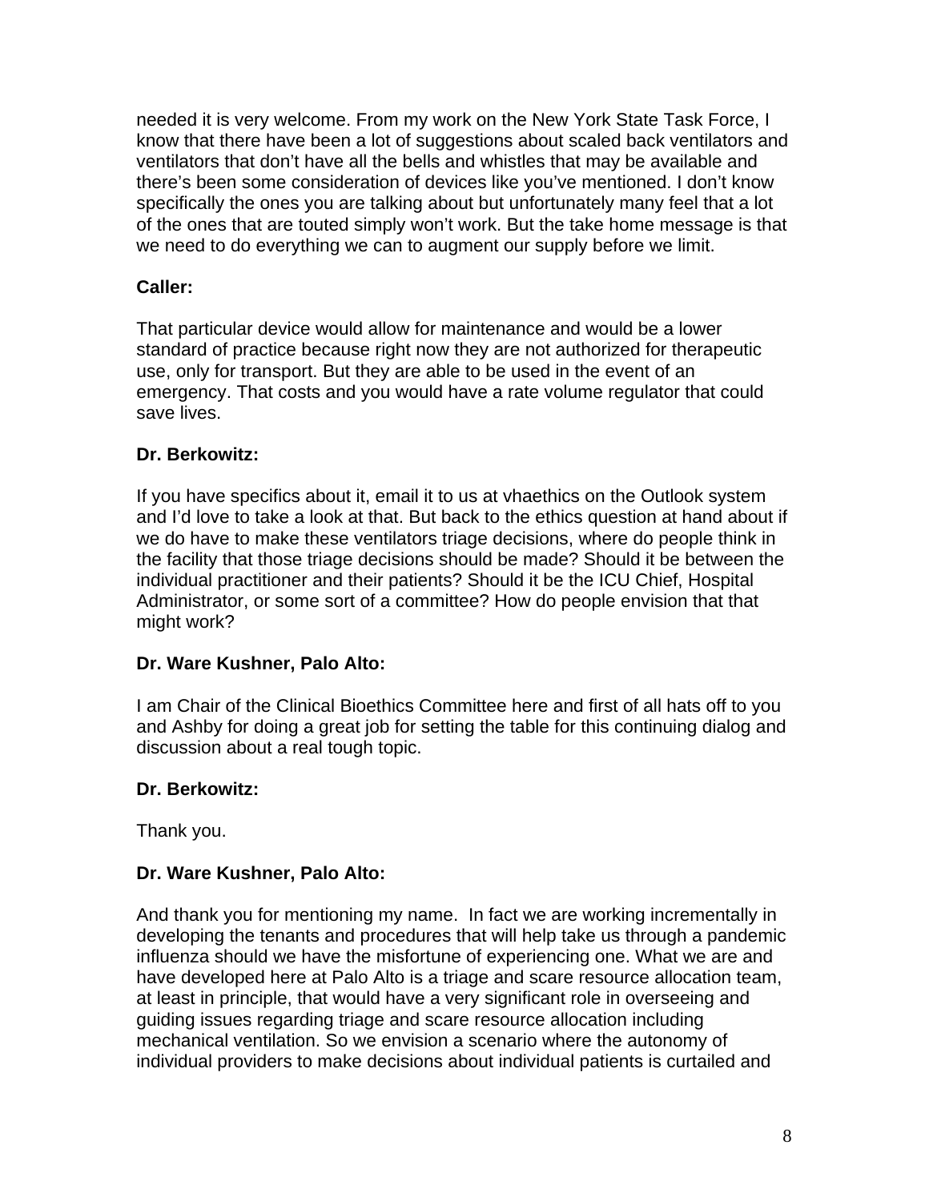needed it is very welcome. From my work on the New York State Task Force, I know that there have been a lot of suggestions about scaled back ventilators and ventilators that don't have all the bells and whistles that may be available and there's been some consideration of devices like you've mentioned. I don't know specifically the ones you are talking about but unfortunately many feel that a lot of the ones that are touted simply won't work. But the take home message is that we need to do everything we can to augment our supply before we limit.

**Caller:**

That particular device would allow for maintenance and would be a lower standard of practice because right now they are not authorized for therapeutic use, only for transport. But they are able to be used in the event of an emergency. That costs and you would have a rate volume regulator that could save lives.

**Dr. Berkowitz:**

If you have specifics about it, email it to us at vhaethics on the Outlook system and I'd love to take a look at that. But back to the ethics question at hand about if we do have to make these ventilators triage decisions, where do people think in the facility that those triage decisions should be made? Should it be between the individual practitioner and their patients? Should it be the ICU Chief, Hospital Administrator, or some sort of a committee? How do people envision that that might work?

**Dr. Ware Kushner, Palo Alto:**

I am Chair of the Clinical Bioethics Committee here and first of all hats off to you and Ashby for doing a great job for setting the table for this continuing dialog and discussion about a real tough topic.

**Dr. Berkowitz:**

Thank you.

**Dr. Ware Kushner, Palo Alto:**

And thank you for mentioning my name. In fact we are working incrementally in developing the tenants and procedures that will help take us through a pandemic influenza should we have the misfortune of experiencing one. What we are and have developed here at Palo Alto is a triage and scare resource allocation team, at least in principle, that would have a very significant role in overseeing and guiding issues regarding triage and scare resource allocation including mechanical ventilation. So we envision a scenario where the autonomy of individual providers to make decisions about individual patients is curtailed and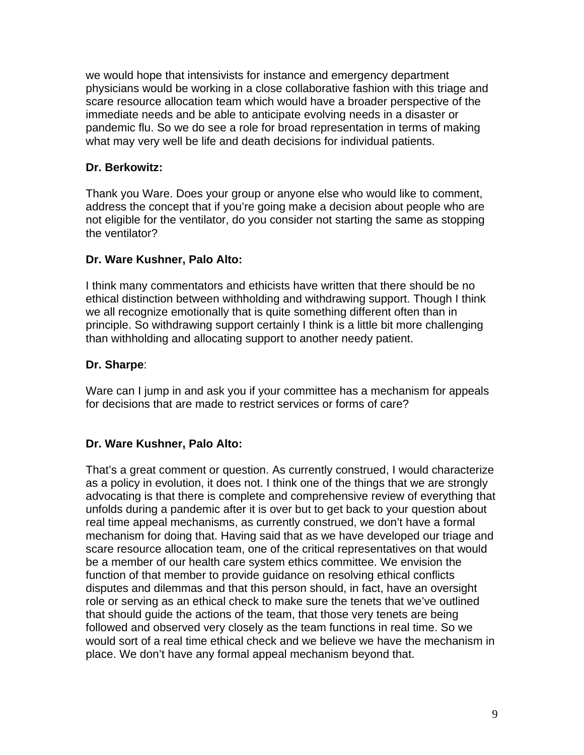we would hope that intensivists for instance and emergency department physicians would be working in a close collaborative fashion with this triage and scare resource allocation team which would have a broader perspective of the immediate needs and be able to anticipate evolving needs in a disaster or pandemic flu. So we do see a role for broad representation in terms of making what may very well be life and death decisions for individual patients.

**Dr. Berkowitz:**

Thank you Ware. Does your group or anyone else who would like to comment, address the concept that if you're going make a decision about people who are not eligible for the ventilator, do you consider not starting the same as stopping the ventilator?

**Dr. Ware Kushner, Palo Alto:**

I think many commentators and ethicists have written that there should be no ethical distinction between withholding and withdrawing support. Though I think we all recognize emotionally that is quite something different often than in principle. So withdrawing support certainly I think is a little bit more challenging than withholding and allocating support to another needy patient.

**Dr. Sharpe**:

Ware can I jump in and ask you if your committee has a mechanism for appeals for decisions that are made to restrict services or forms of care?

**Dr. Ware Kushner, Palo Alto:**

That's a great comment or question. As currently construed, I would characterize as a policy in evolution, it does not. I think one of the things that we are strongly advocating is that there is complete and comprehensive review of everything that unfolds during a pandemic after it is over but to get back to your question about real time appeal mechanisms, as currently construed, we don't have a formal mechanism for doing that. Having said that as we have developed our triage and scare resource allocation team, one of the critical representatives on that would be a member of our health care system ethics committee. We envision the function of that member to provide guidance on resolving ethical conflicts disputes and dilemmas and that this person should, in fact, have an oversight role or serving as an ethical check to make sure the tenets that we've outlined that should guide the actions of the team, that those very tenets are being followed and observed very closely as the team functions in real time. So we would sort of a real time ethical check and we believe we have the mechanism in place. We don't have any formal appeal mechanism beyond that.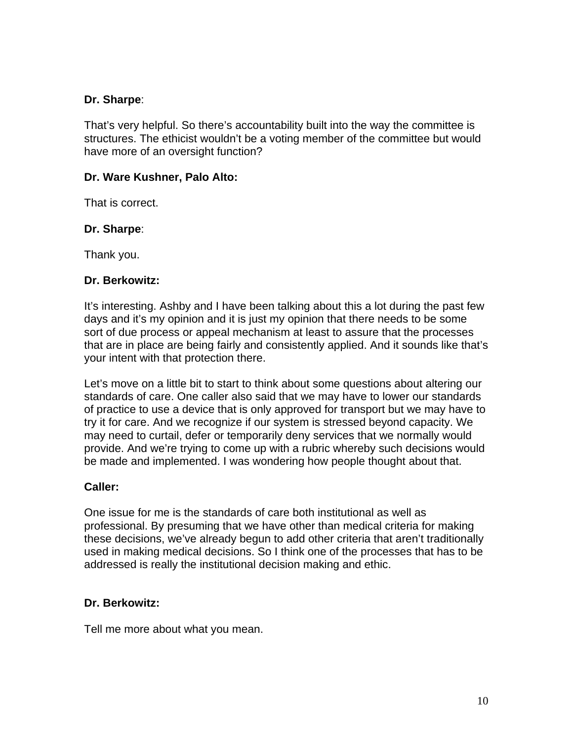**Dr. Sharpe**:

That's very helpful. So there's accountability built into the way the committee is structures. The ethicist wouldn't be a voting member of the committee but would have more of an oversight function?

**Dr. Ware Kushner, Palo Alto:**

That is correct.

**Dr. Sharpe**:

Thank you.

**Dr. Berkowitz:**

It's interesting. Ashby and I have been talking about this a lot during the past few days and it's my opinion and it is just my opinion that there needs to be some sort of due process or appeal mechanism at least to assure that the processes that are in place are being fairly and consistently applied. And it sounds like that's your intent with that protection there.

Let's move on a little bit to start to think about some questions about altering our standards of care. One caller also said that we may have to lower our standards of practice to use a device that is only approved for transport but we may have to try it for care. And we recognize if our system is stressed beyond capacity. We may need to curtail, defer or temporarily deny services that we normally would provide. And we're trying to come up with a rubric whereby such decisions would be made and implemented. I was wondering how people thought about that.

**Caller:**

One issue for me is the standards of care both institutional as well as professional. By presuming that we have other than medical criteria for making these decisions, we've already begun to add other criteria that aren't traditionally used in making medical decisions. So I think one of the processes that has to be addressed is really the institutional decision making and ethic.

**Dr. Berkowitz:**

Tell me more about what you mean.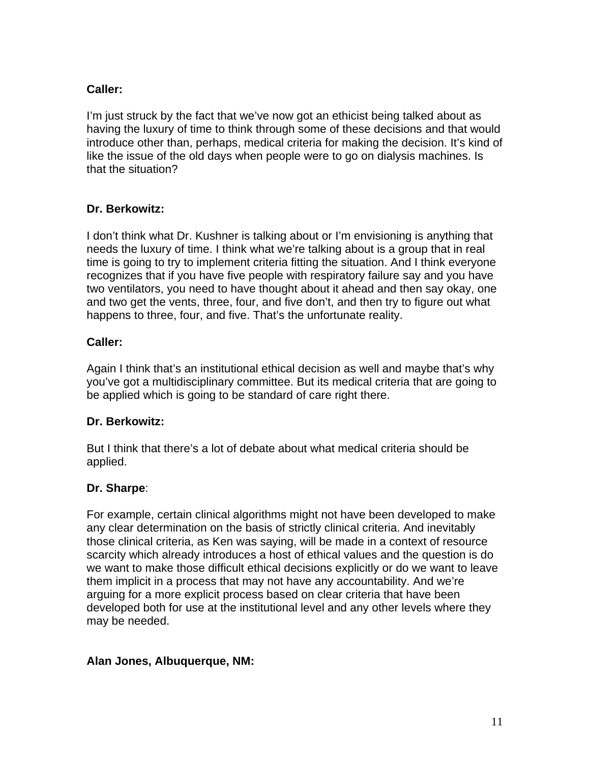**Caller:**

I'm just struck by the fact that we've now got an ethicist being talked about as having the luxury of time to think through some of these decisions and that would introduce other than, perhaps, medical criteria for making the decision. It's kind of like the issue of the old days when people were to go on dialysis machines. Is that the situation?

**Dr. Berkowitz:**

I don't think what Dr. Kushner is talking about or I'm envisioning is anything that needs the luxury of time. I think what we're talking about is a group that in real time is going to try to implement criteria fitting the situation. And I think everyone recognizes that if you have five people with respiratory failure say and you have two ventilators, you need to have thought about it ahead and then say okay, one and two get the vents, three, four, and five don't, and then try to figure out what happens to three, four, and five. That's the unfortunate reality.

**Caller:**

Again I think that's an institutional ethical decision as well and maybe that's why you've got a multidisciplinary committee. But its medical criteria that are going to be applied which is going to be standard of care right there.

**Dr. Berkowitz:**

But I think that there's a lot of debate about what medical criteria should be applied.

**Dr. Sharpe**:

For example, certain clinical algorithms might not have been developed to make any clear determination on the basis of strictly clinical criteria. And inevitably those clinical criteria, as Ken was saying, will be made in a context of resource scarcity which already introduces a host of ethical values and the question is do we want to make those difficult ethical decisions explicitly or do we want to leave them implicit in a process that may not have any accountability. And we're arguing for a more explicit process based on clear criteria that have been developed both for use at the institutional level and any other levels where they may be needed.

**Alan Jones, Albuquerque, NM:**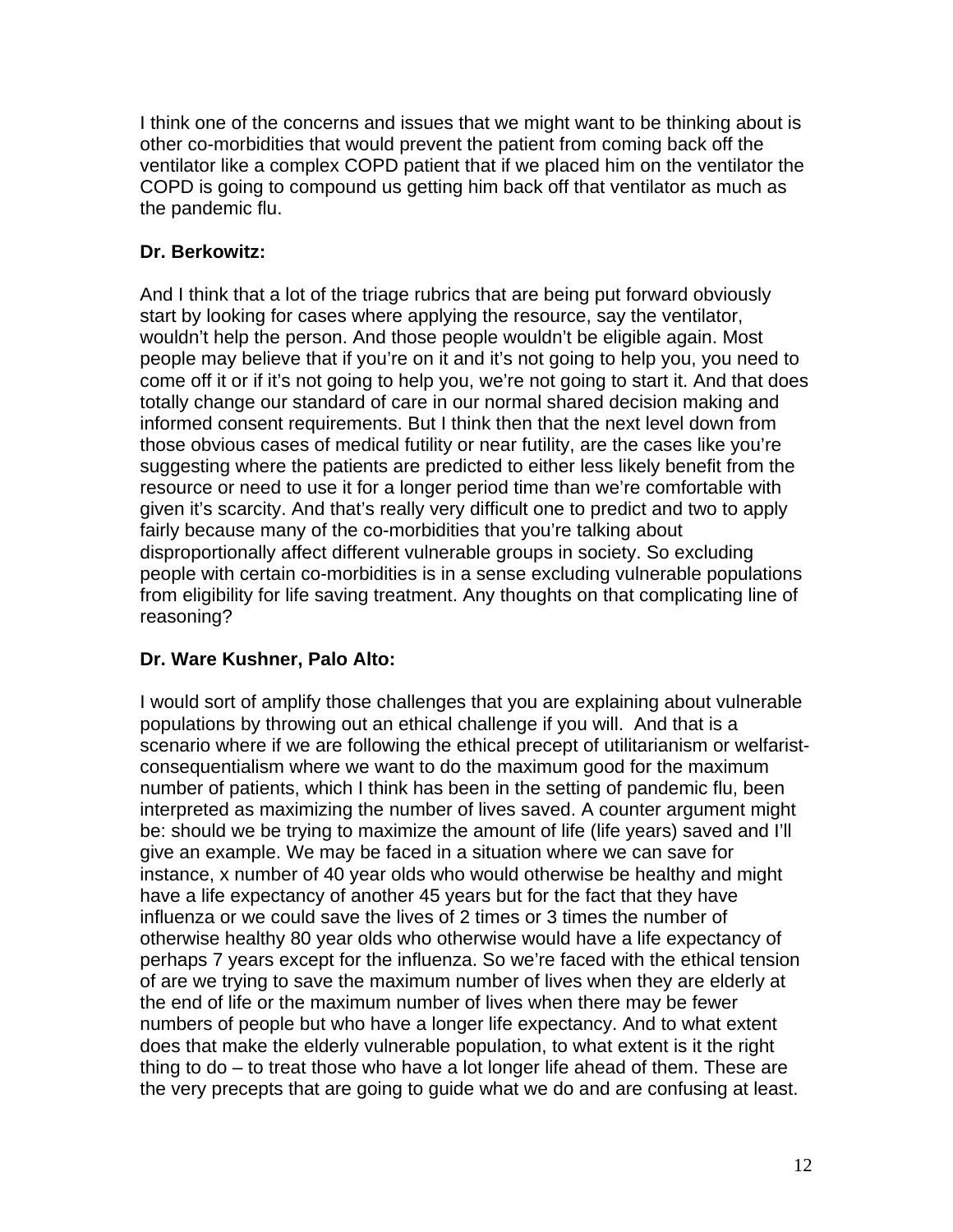I think one of the concerns and issues that we might want to be thinking about is other co-morbidities that would prevent the patient from coming back off the ventilator like a complex COPD patient that if we placed him on the ventilator the COPD is going to compound us getting him back off that ventilator as much as the pandemic flu.

**Dr. Berkowitz:**

And I think that a lot of the triage rubrics that are being put forward obviously start by looking for cases where applying the resource, say the ventilator, wouldn't help the person. And those people wouldn't be eligible again. Most people may believe that if you're on it and it's not going to help you, you need to come off it or if it's not going to help you, we're not going to start it. And that does totally change our standard of care in our normal shared decision making and informed consent requirements. But I think then that the next level down from those obvious cases of medical futility or near futility, are the cases like you're suggesting where the patients are predicted to either less likely benefit from the resource or need to use it for a longer period time than we're comfortable with given it's scarcity. And that's really very difficult one to predict and two to apply fairly because many of the co-morbidities that you're talking about disproportionally affect different vulnerable groups in society. So excluding people with certain co-morbidities is in a sense excluding vulnerable populations from eligibility for life saving treatment. Any thoughts on that complicating line of reasoning?

**Dr. Ware Kushner, Palo Alto:**

I would sort of amplify those challenges that you are explaining about vulnerable populations by throwing out an ethical challenge if you will. And that is a scenario where if we are following the ethical precept of utilitarianism or welfarist-consequentialism where we want to do the maximum good for the maximum number of patients, which I think has been in the setting of pandemic flu, been interpreted as maximizing the number of lives saved. A counter argument might be: should we be trying to maximize the amount of life (life years) saved and I'll give an example. We may be faced in a situation where we can save for instance, x number of 40 year olds who would otherwise be healthy and might have a life expectancy of another 45 years but for the fact that they have influenza or we could save the lives of 2 times or 3 times the number of otherwise healthy 80 year olds who otherwise would have a life expectancy of perhaps 7 years except for the influenza. So we're faced with the ethical tension of are we trying to save the maximum number of lives when they are elderly at the end of life or the maximum number of lives when there may be fewer numbers of people but who have a longer life expectancy. And to what extent does that make the elderly vulnerable population, to what extent is it the right thing to do – to treat those who have a lot longer life ahead of them. These are the very precepts that are going to guide what we do and are confusing at least.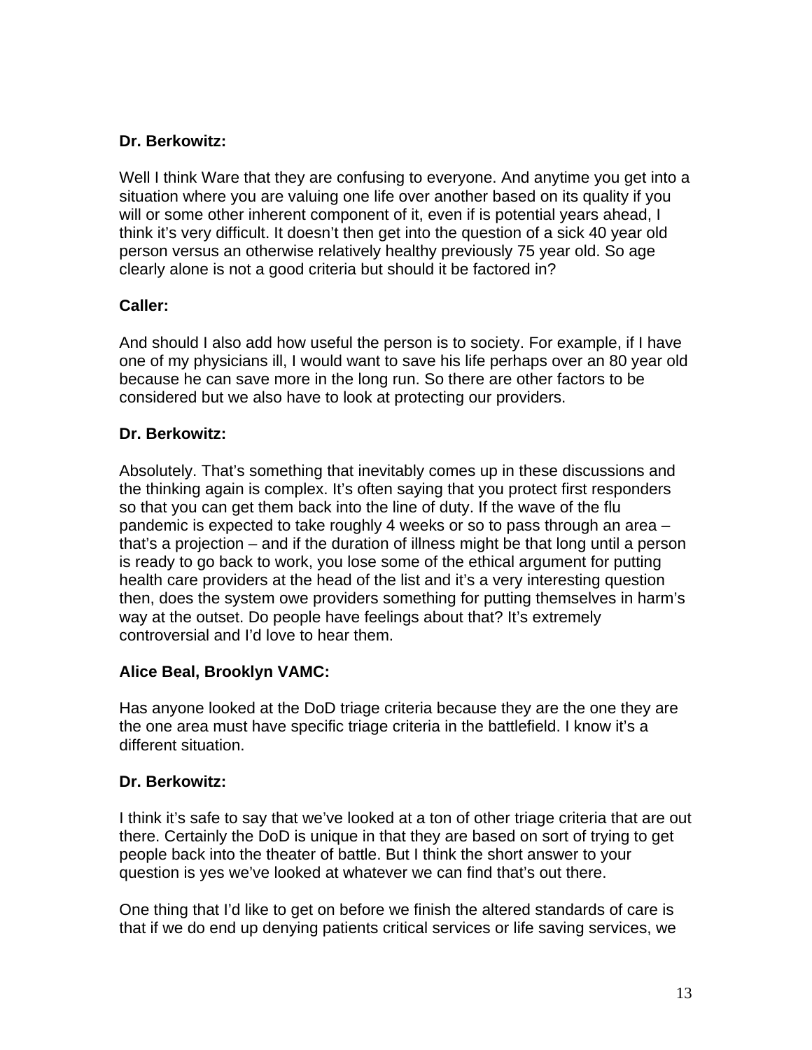**Dr. Berkowitz:**

Well I think Ware that they are confusing to everyone. And anytime you get into a situation where you are valuing one life over another based on its quality if you will or some other inherent component of it, even if is potential years ahead, I think it's very difficult. It doesn't then get into the question of a sick 40 year old person versus an otherwise relatively healthy previously 75 year old. So age clearly alone is not a good criteria but should it be factored in?

**Caller:**

And should I also add how useful the person is to society. For example, if I have one of my physicians ill, I would want to save his life perhaps over an 80 year old because he can save more in the long run. So there are other factors to be considered but we also have to look at protecting our providers.

**Dr. Berkowitz:**

Absolutely. That's something that inevitably comes up in these discussions and the thinking again is complex. It's often saying that you protect first responders so that you can get them back into the line of duty. If the wave of the flu pandemic is expected to take roughly 4 weeks or so to pass through an area – that's a projection – and if the duration of illness might be that long until a person is ready to go back to work, you lose some of the ethical argument for putting health care providers at the head of the list and it's a very interesting question then, does the system owe providers something for putting themselves in harm's way at the outset. Do people have feelings about that? It's extremely controversial and I'd love to hear them.

**Alice Beal, Brooklyn VAMC:**

Has anyone looked at the DoD triage criteria because they are the one they are the one area must have specific triage criteria in the battlefield. I know it's a different situation.

**Dr. Berkowitz:**

I think it's safe to say that we've looked at a ton of other triage criteria that are out there. Certainly the DoD is unique in that they are based on sort of trying to get people back into the theater of battle. But I think the short answer to your question is yes we've looked at whatever we can find that's out there.

One thing that I'd like to get on before we finish the altered standards of care is that if we do end up denying patients critical services or life saving services, we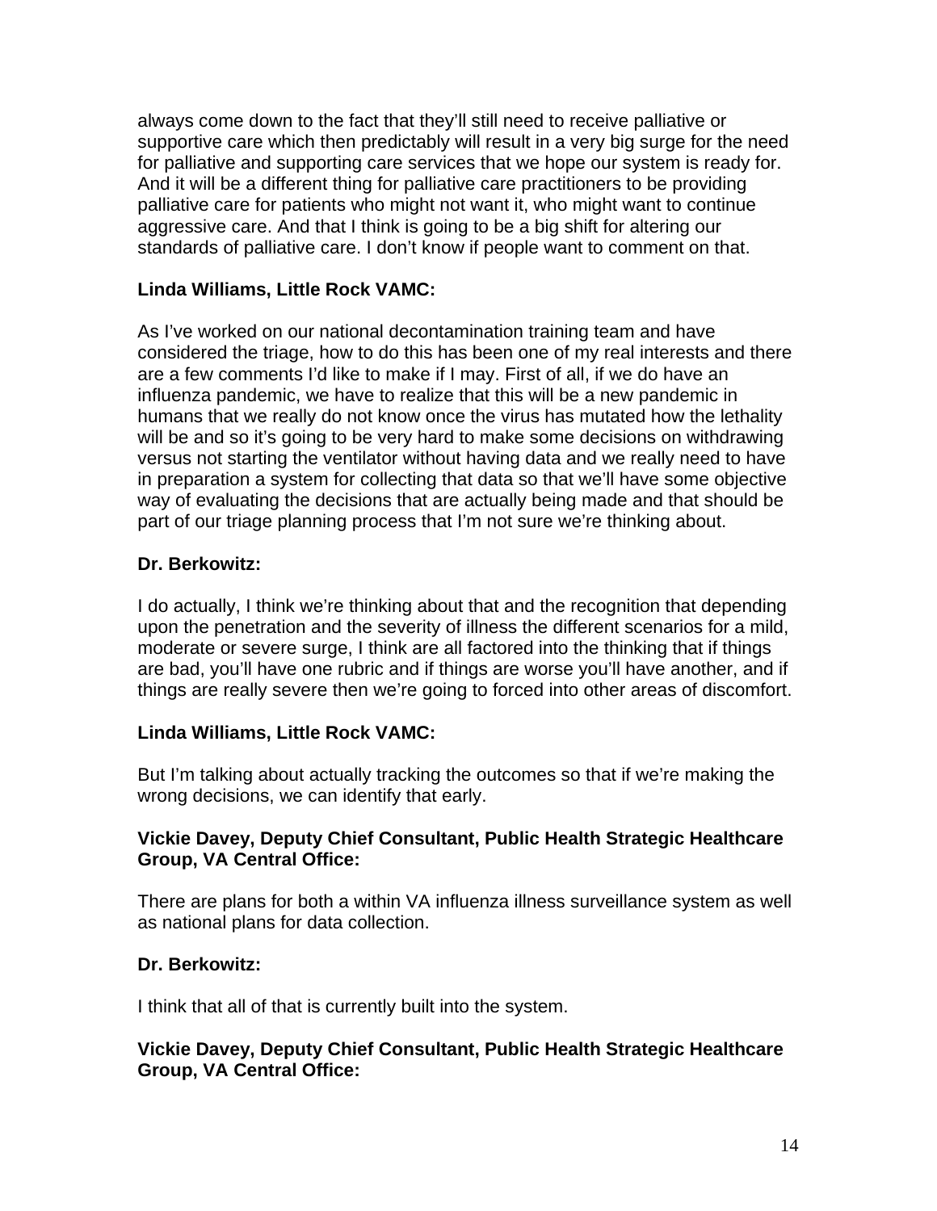always come down to the fact that they'll still need to receive palliative or supportive care which then predictably will result in a very big surge for the need for palliative and supporting care services that we hope our system is ready for. And it will be a different thing for palliative care practitioners to be providing palliative care for patients who might not want it, who might want to continue aggressive care. And that I think is going to be a big shift for altering our standards of palliative care. I don't know if people want to comment on that.

**Linda Williams, Little Rock VAMC:**

As I've worked on our national decontamination training team and have considered the triage, how to do this has been one of my real interests and there are a few comments I'd like to make if I may. First of all, if we do have an influenza pandemic, we have to realize that this will be a new pandemic in humans that we really do not know once the virus has mutated how the lethality will be and so it's going to be very hard to make some decisions on withdrawing versus not starting the ventilator without having data and we really need to have in preparation a system for collecting that data so that we'll have some objective way of evaluating the decisions that are actually being made and that should be part of our triage planning process that I'm not sure we're thinking about.

**Dr. Berkowitz:**

I do actually, I think we're thinking about that and the recognition that depending upon the penetration and the severity of illness the different scenarios for a mild, moderate or severe surge, I think are all factored into the thinking that if things are bad, you'll have one rubric and if things are worse you'll have another, and if things are really severe then we're going to forced into other areas of discomfort.

**Linda Williams, Little Rock VAMC:**

But I'm talking about actually tracking the outcomes so that if we're making the wrong decisions, we can identify that early.

**Vickie Davey, Deputy Chief Consultant, Public Health Strategic Healthcare Group, VA Central Office:**

There are plans for both a within VA influenza illness surveillance system as well as national plans for data collection.

**Dr. Berkowitz:**

I think that all of that is currently built into the system.

**Vickie Davey, Deputy Chief Consultant, Public Health Strategic Healthcare Group, VA Central Office:**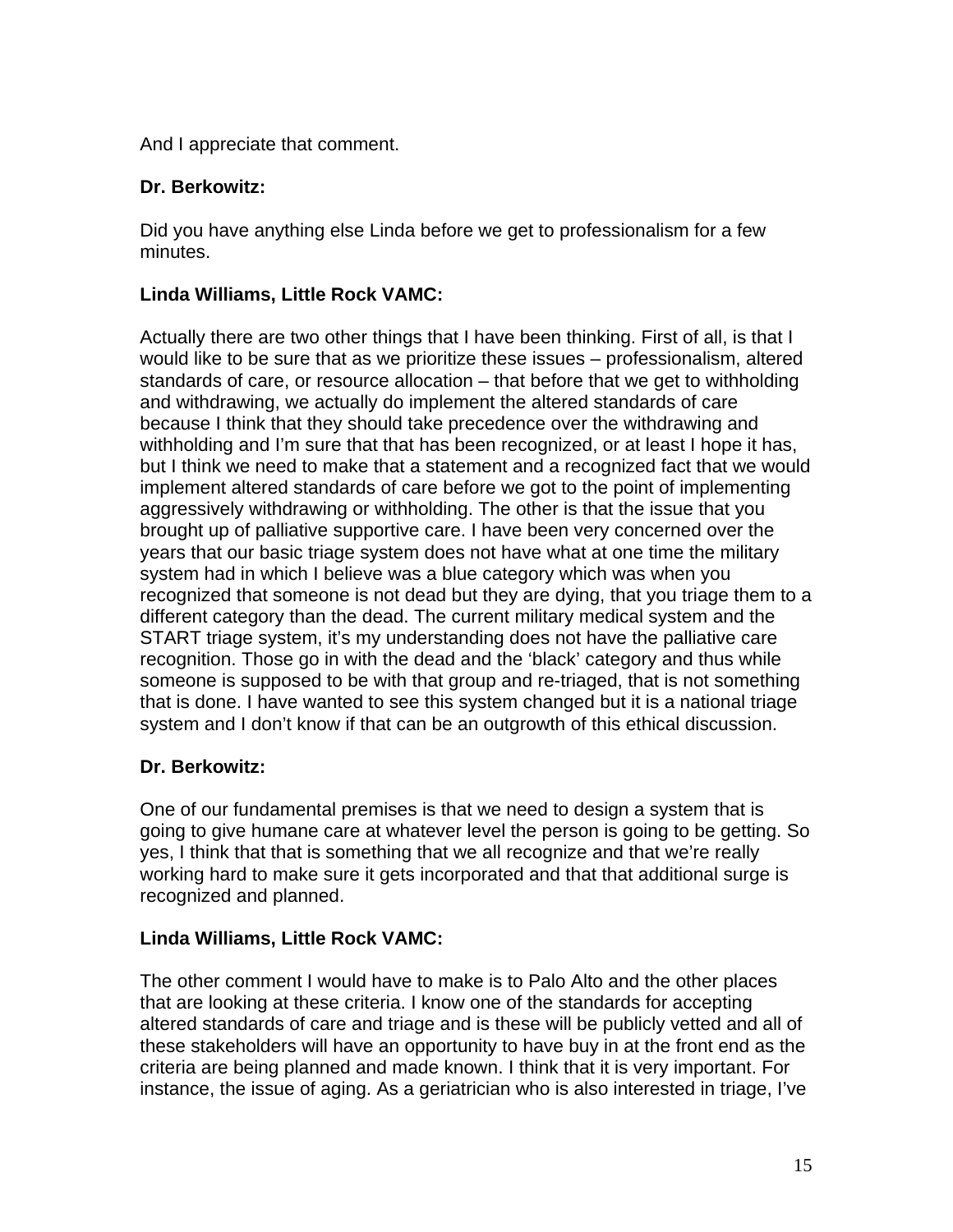And I appreciate that comment.

**Dr. Berkowitz:**

Did you have anything else Linda before we get to professionalism for a few minutes.

**Linda Williams, Little Rock VAMC:**

Actually there are two other things that I have been thinking. First of all, is that I would like to be sure that as we prioritize these issues – professionalism, altered standards of care, or resource allocation – that before that we get to withholding and withdrawing, we actually do implement the altered standards of care because I think that they should take precedence over the withdrawing and withholding and I'm sure that that has been recognized, or at least I hope it has, but I think we need to make that a statement and a recognized fact that we would implement altered standards of care before we got to the point of implementing aggressively withdrawing or withholding. The other is that the issue that you brought up of palliative supportive care. I have been very concerned over the years that our basic triage system does not have what at one time the military system had in which I believe was a blue category which was when you recognized that someone is not dead but they are dying, that you triage them to a different category than the dead. The current military medical system and the START triage system, it's my understanding does not have the palliative care recognition. Those go in with the dead and the 'black' category and thus while someone is supposed to be with that group and re-triaged, that is not something that is done. I have wanted to see this system changed but it is a national triage system and I don't know if that can be an outgrowth of this ethical discussion.

**Dr. Berkowitz:**

One of our fundamental premises is that we need to design a system that is going to give humane care at whatever level the person is going to be getting. So yes, I think that that is something that we all recognize and that we're really working hard to make sure it gets incorporated and that that additional surge is recognized and planned.

**Linda Williams, Little Rock VAMC:**

The other comment I would have to make is to Palo Alto and the other places that are looking at these criteria. I know one of the standards for accepting altered standards of care and triage and is these will be publicly vetted and all of these stakeholders will have an opportunity to have buy in at the front end as the criteria are being planned and made known. I think that it is very important. For instance, the issue of aging. As a geriatrician who is also interested in triage, I've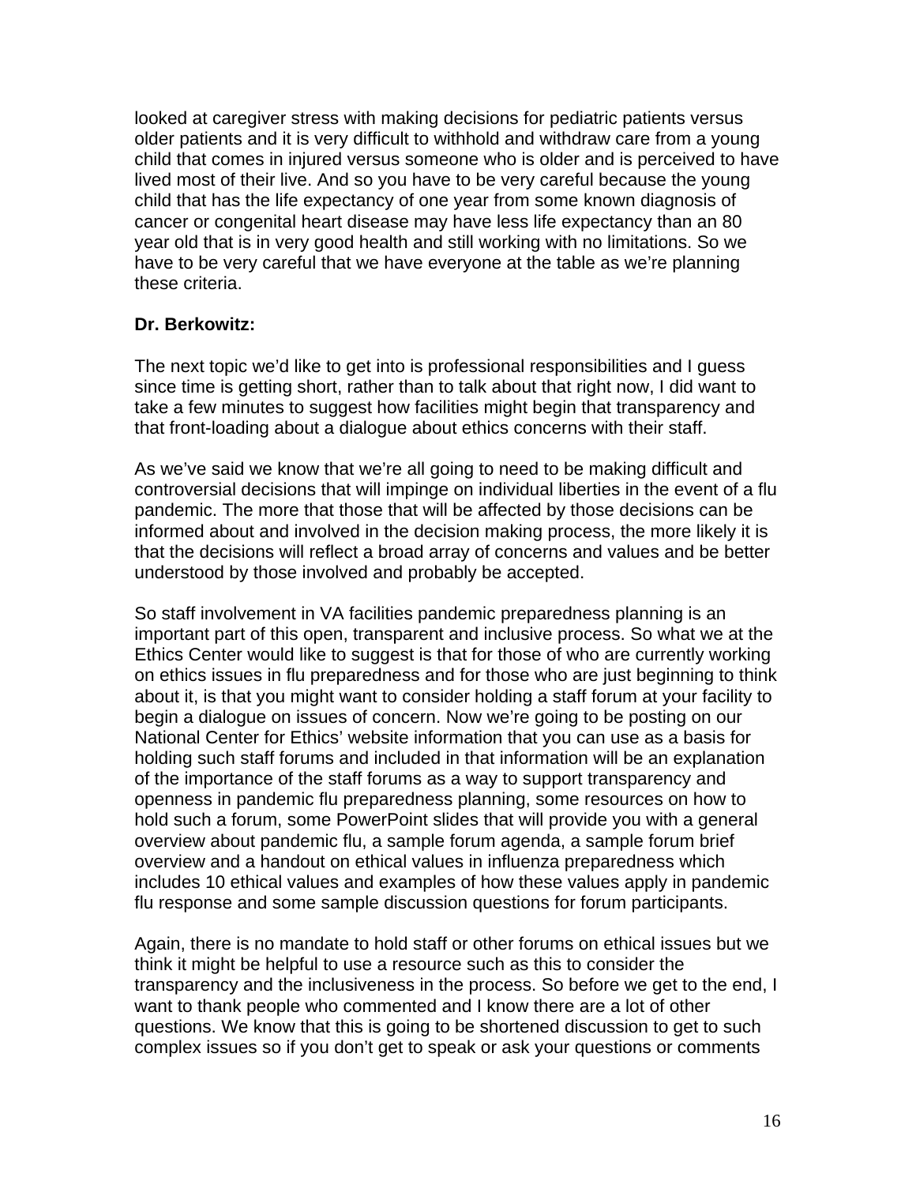looked at caregiver stress with making decisions for pediatric patients versus older patients and it is very difficult to withhold and withdraw care from a young child that comes in injured versus someone who is older and is perceived to have lived most of their live. And so you have to be very careful because the young child that has the life expectancy of one year from some known diagnosis of cancer or congenital heart disease may have less life expectancy than an 80 year old that is in very good health and still working with no limitations. So we have to be very careful that we have everyone at the table as we're planning these criteria.

**Dr. Berkowitz:**

The next topic we'd like to get into is professional responsibilities and I guess since time is getting short, rather than to talk about that right now, I did want to take a few minutes to suggest how facilities might begin that transparency and that front-loading about a dialogue about ethics concerns with their staff.

As we've said we know that we're all going to need to be making difficult and controversial decisions that will impinge on individual liberties in the event of a flu pandemic. The more that those that will be affected by those decisions can be informed about and involved in the decision making process, the more likely it is that the decisions will reflect a broad array of concerns and values and be better understood by those involved and probably be accepted.

So staff involvement in VA facilities pandemic preparedness planning is an important part of this open, transparent and inclusive process. So what we at the Ethics Center would like to suggest is that for those of who are currently working on ethics issues in flu preparedness and for those who are just beginning to think about it, is that you might want to consider holding a staff forum at your facility to begin a dialogue on issues of concern. Now we're going to be posting on our National Center for Ethics' website information that you can use as a basis for holding such staff forums and included in that information will be an explanation of the importance of the staff forums as a way to support transparency and openness in pandemic flu preparedness planning, some resources on how to hold such a forum, some PowerPoint slides that will provide you with a general overview about pandemic flu, a sample forum agenda, a sample forum brief overview and a handout on ethical values in influenza preparedness which includes 10 ethical values and examples of how these values apply in pandemic flu response and some sample discussion questions for forum participants.

Again, there is no mandate to hold staff or other forums on ethical issues but we think it might be helpful to use a resource such as this to consider the transparency and the inclusiveness in the process. So before we get to the end, I want to thank people who commented and I know there are a lot of other questions. We know that this is going to be shortened discussion to get to such complex issues so if you don't get to speak or ask your questions or comments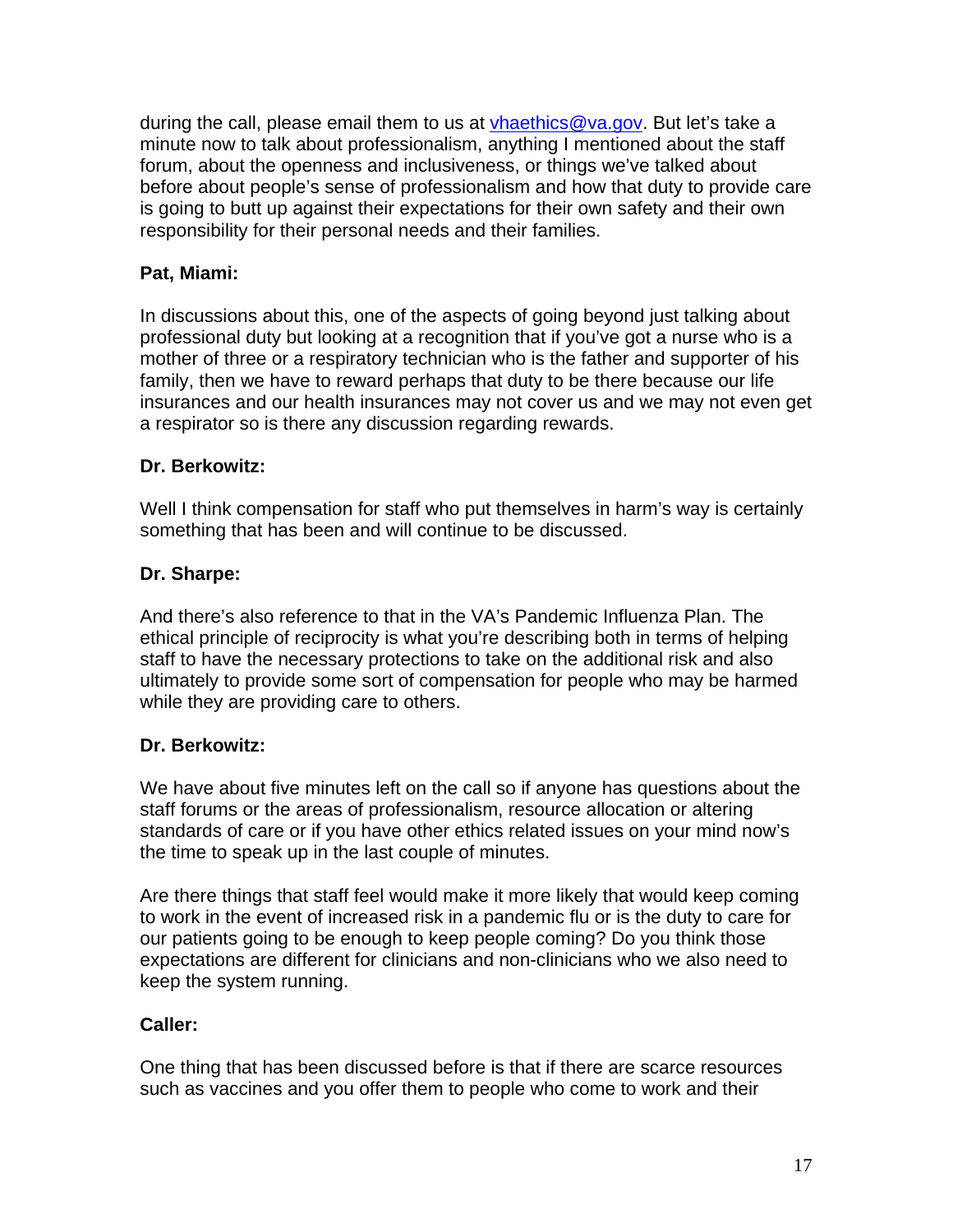during the call, please email them to us at vhaethics@va.gov. But let's take a minute now to talk about professionalism, anything I mentioned about the staff forum, about the openness and inclusiveness, or things we've talked about before about people's sense of professionalism and how that duty to provide care is going to butt up against their expectations for their own safety and their own responsibility for their personal needs and their families.

**Pat, Miami:**

In discussions about this, one of the aspects of going beyond just talking about professional duty but looking at a recognition that if you've got a nurse who is a mother of three or a respiratory technician who is the father and supporter of his family, then we have to reward perhaps that duty to be there because our life insurances and our health insurances may not cover us and we may not even get a respirator so is there any discussion regarding rewards.

**Dr. Berkowitz:**

Well I think compensation for staff who put themselves in harm's way is certainly something that has been and will continue to be discussed.

**Dr. Sharpe:**

And there's also reference to that in the VA's Pandemic Influenza Plan. The ethical principle of reciprocity is what you're describing both in terms of helping staff to have the necessary protections to take on the additional risk and also ultimately to provide some sort of compensation for people who may be harmed while they are providing care to others.

**Dr. Berkowitz:**

We have about five minutes left on the call so if anyone has questions about the staff forums or the areas of professionalism, resource allocation or altering standards of care or if you have other ethics related issues on your mind now's the time to speak up in the last couple of minutes.

Are there things that staff feel would make it more likely that would keep coming to work in the event of increased risk in a pandemic flu or is the duty to care for our patients going to be enough to keep people coming? Do you think those expectations are different for clinicians and non-clinicians who we also need to keep the system running.

**Caller:**

One thing that has been discussed before is that if there are scarce resources such as vaccines and you offer them to people who come to work and their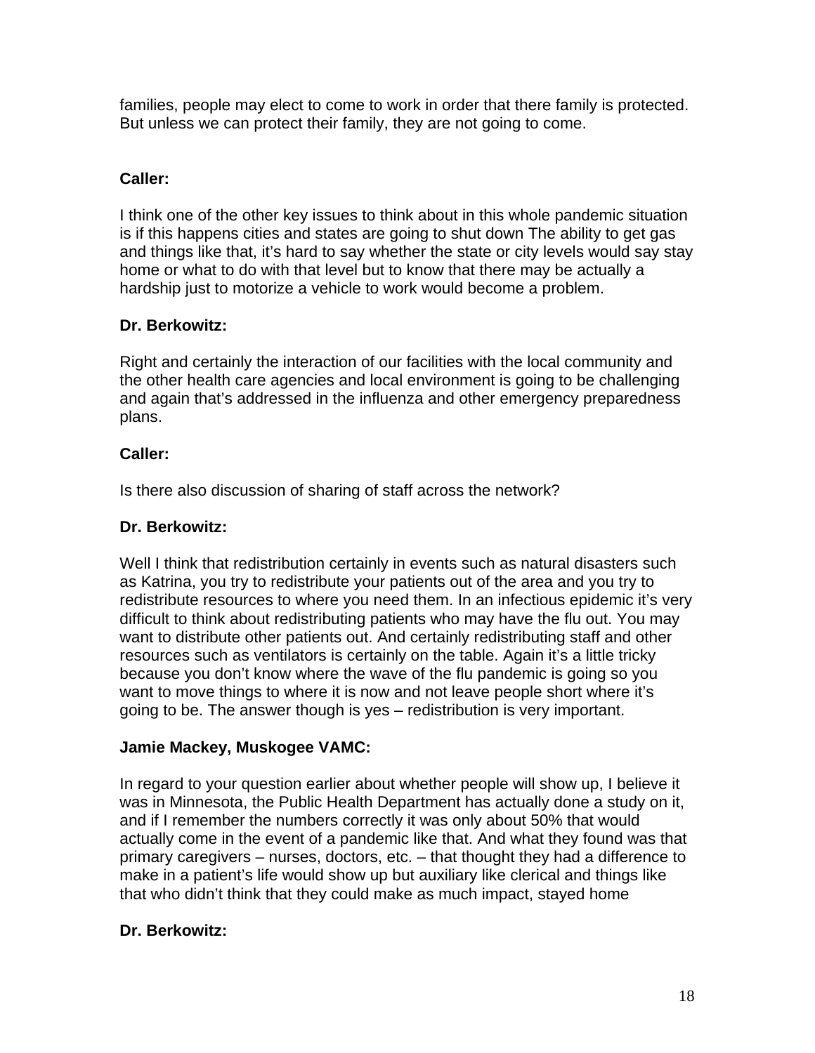families, people may elect to come to work in order that there family is protected. But unless we can protect their family, they are not going to come.

**Caller:**

I think one of the other key issues to think about in this whole pandemic situation is if this happens cities and states are going to shut down The ability to get gas and things like that, it's hard to say whether the state or city levels would say stay home or what to do with that level but to know that there may be actually a hardship just to motorize a vehicle to work would become a problem.

**Dr. Berkowitz:**

Right and certainly the interaction of our facilities with the local community and the other health care agencies and local environment is going to be challenging and again that's addressed in the influenza and other emergency preparedness plans.

**Caller:**

Is there also discussion of sharing of staff across the network?

**Dr. Berkowitz:**

Well I think that redistribution certainly in events such as natural disasters such as Katrina, you try to redistribute your patients out of the area and you try to redistribute resources to where you need them. In an infectious epidemic it's very difficult to think about redistributing patients who may have the flu out. You may want to distribute other patients out. And certainly redistributing staff and other resources such as ventilators is certainly on the table. Again it's a little tricky because you don't know where the wave of the flu pandemic is going so you want to move things to where it is now and not leave people short where it's going to be. The answer though is yes – redistribution is very important.

**Jamie Mackey, Muskogee VAMC:**

In regard to your question earlier about whether people will show up, I believe it was in Minnesota, the Public Health Department has actually done a study on it, and if I remember the numbers correctly it was only about 50% that would actually come in the event of a pandemic like that. And what they found was that primary caregivers – nurses, doctors, etc. – that thought they had a difference to make in a patient's life would show up but auxiliary like clerical and things like that who didn't think that they could make as much impact, stayed home

**Dr. Berkowitz:**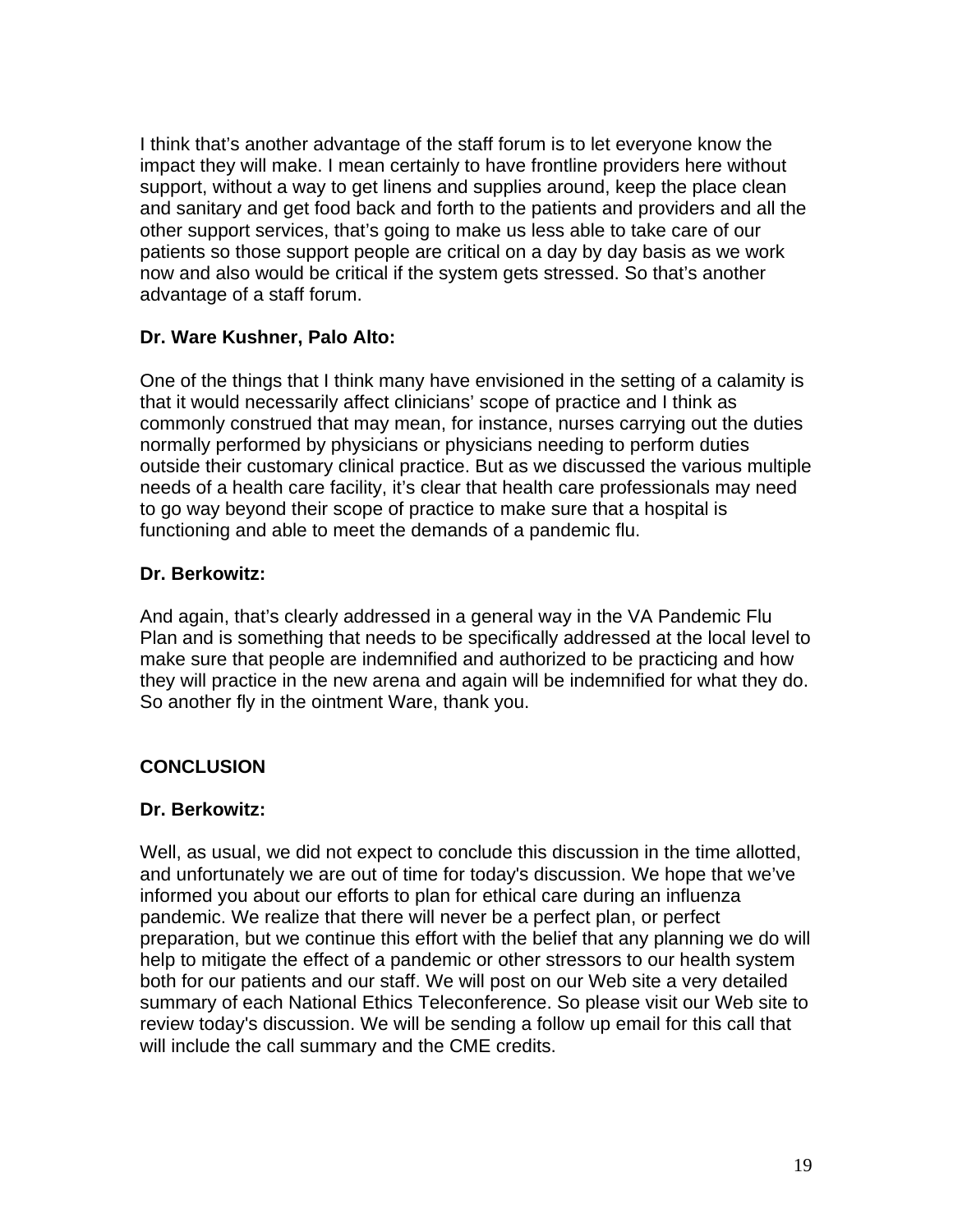I think that's another advantage of the staff forum is to let everyone know the impact they will make. I mean certainly to have frontline providers here without support, without a way to get linens and supplies around, keep the place clean and sanitary and get food back and forth to the patients and providers and all the other support services, that's going to make us less able to take care of our patients so those support people are critical on a day by day basis as we work now and also would be critical if the system gets stressed. So that's another advantage of a staff forum.

**Dr. Ware Kushner, Palo Alto:**

One of the things that I think many have envisioned in the setting of a calamity is that it would necessarily affect clinicians' scope of practice and I think as commonly construed that may mean, for instance, nurses carrying out the duties normally performed by physicians or physicians needing to perform duties outside their customary clinical practice. But as we discussed the various multiple needs of a health care facility, it's clear that health care professionals may need to go way beyond their scope of practice to make sure that a hospital is functioning and able to meet the demands of a pandemic flu.

**Dr. Berkowitz:**

And again, that's clearly addressed in a general way in the VA Pandemic Flu Plan and is something that needs to be specifically addressed at the local level to make sure that people are indemnified and authorized to be practicing and how they will practice in the new arena and again will be indemnified for what they do. So another fly in the ointment Ware, thank you.

**CONCLUSION**

**Dr. Berkowitz:**

Well, as usual, we did not expect to conclude this discussion in the time allotted, and unfortunately we are out of time for today's discussion. We hope that we've informed you about our efforts to plan for ethical care during an influenza pandemic. We realize that there will never be a perfect plan, or perfect preparation, but we continue this effort with the belief that any planning we do will help to mitigate the effect of a pandemic or other stressors to our health system both for our patients and our staff. We will post on our Web site a very detailed summary of each National Ethics Teleconference. So please visit our Web site to review today's discussion. We will be sending a follow up email for this call that will include the call summary and the CME credits.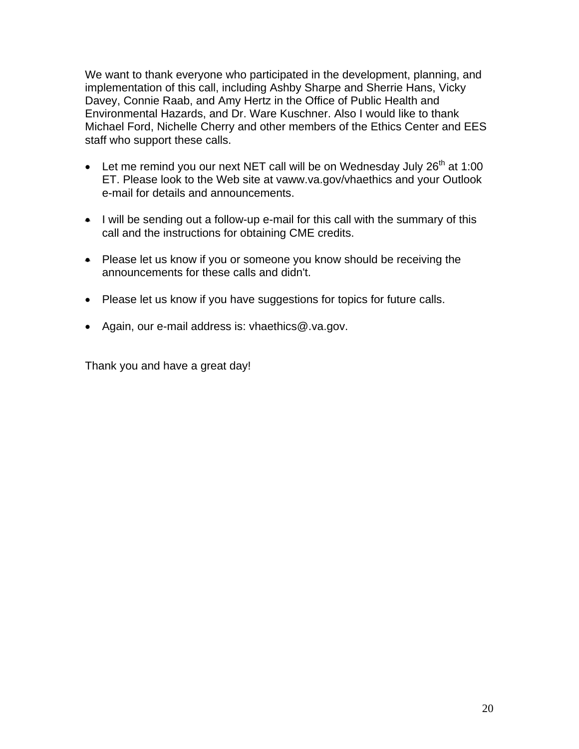We want to thank everyone who participated in the development, planning, and implementation of this call, including Ashby Sharpe and Sherrie Hans, Vicky Davey, Connie Raab, and Amy Hertz in the Office of Public Health and Environmental Hazards, and Dr. Ware Kuschner. Also I would like to thank Michael Ford, Nichelle Cherry and other members of the Ethics Center and EES staff who support these calls.

- Let me remind you our next NET call will be on Wednesday July 26th at 1:00 ET. Please look to the Web site at vaww.va.gov/vhaethics and your Outlook e-mail for details and announcements.

- I will be sending out a follow-up e-mail for this call with the summary of this call and the instructions for obtaining CME credits.

- Please let us know if you or someone you know should be receiving the announcements for these calls and didn't.

- Please let us know if you have suggestions for topics for future calls.

- Again, our e-mail address is: vhaethics@.va.gov.

Thank you and have a great day!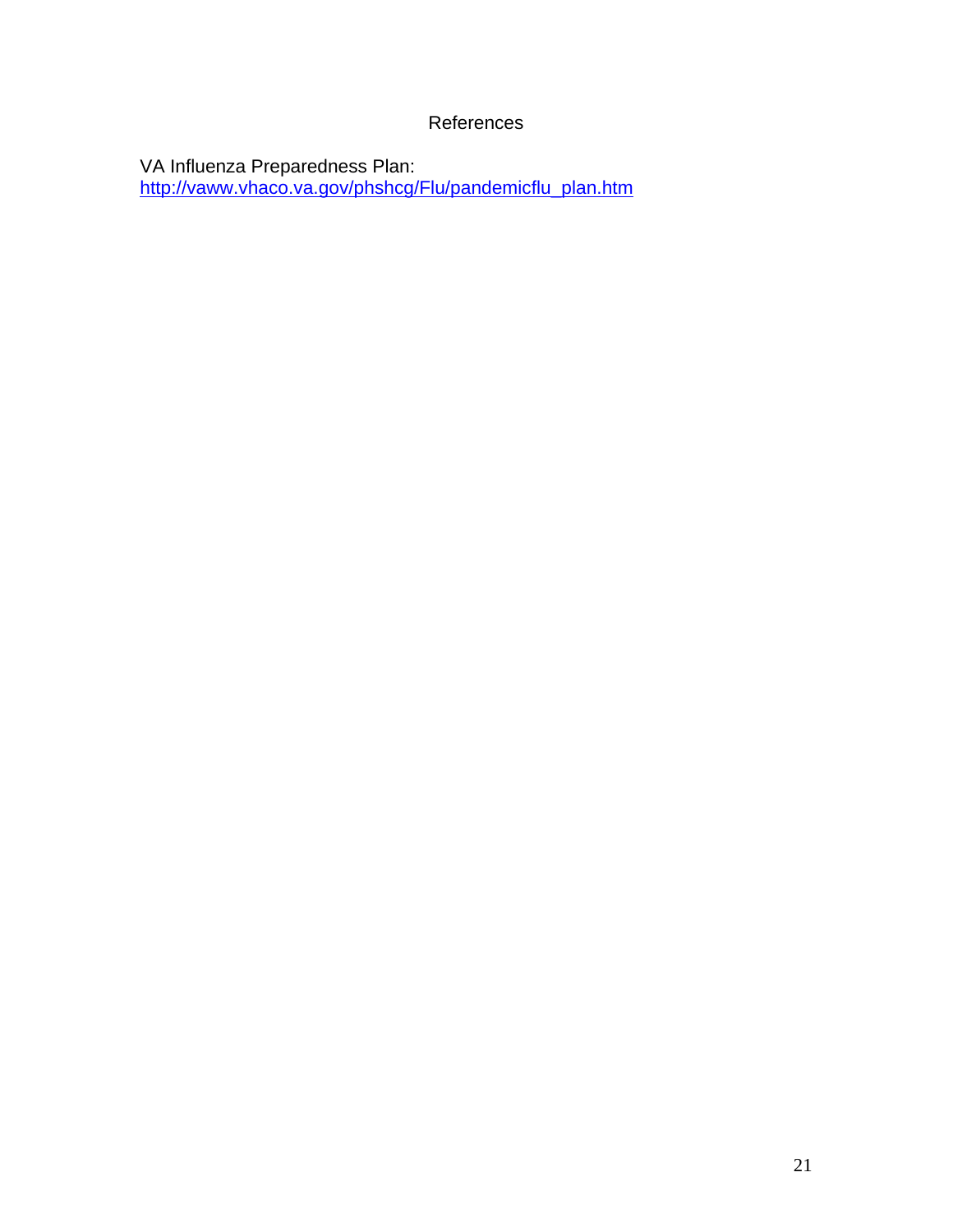# References

VA Influenza Preparedness Plan:
[http://vaww.vhaco.va.gov/phshcg/Flu/pandemicflu_plan.htm](http://vaww.vhaco.va.gov/phshcg/Flu/pandemicflu_plan.htm)